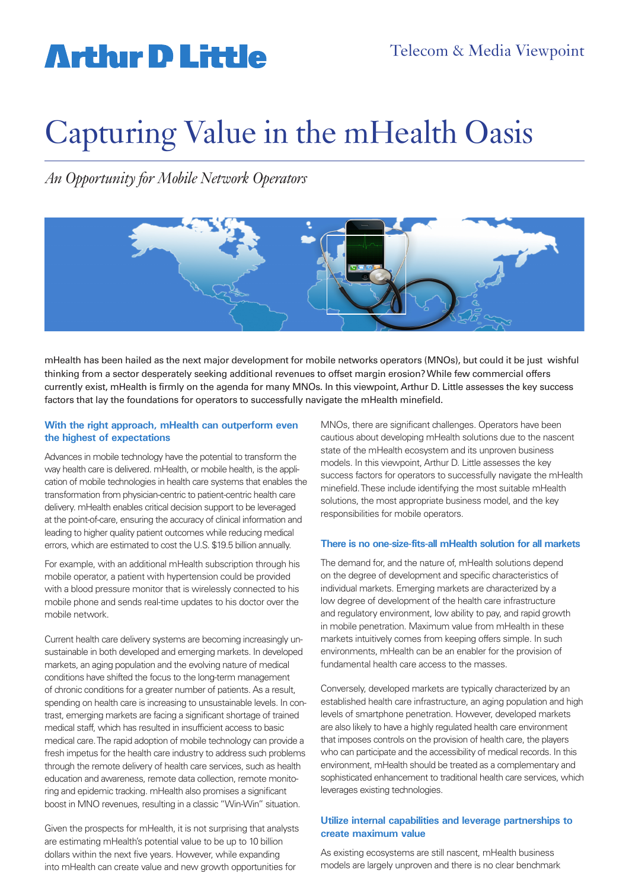# Capturing Value in the mHealth Oasis

*An Opportunity for Mobile Network Operators*

mHealth has been hailed as the next major development for mobile networks operators (MNOs), but could it be just wishful thinking from a sector desperately seeking additional revenues to offset margin erosion? While few commercial offers currently exist, mHealth is firmly on the agenda for many MNOs. In this viewpoint, Arthur D. Little assesses the key success factors that lay the foundations for operators to successfully navigate the mHealth minefield.

## With the right approach, mHealth can outperform even the highest of expectations

Advances in mobile technology have the potential to transform the way health care is delivered. mHealth, or mobile health, is the application of mobile technologies in health care systems that enables the transformation from physician-centric to patient-centric health care delivery. mHealth enables critical decision support to be leveraged at the point-of-care, ensuring the accuracy of clinical information and leading to higher quality patient outcomes while reducing medical errors, which are estimated to cost the U.S. $19.5 billion annually.

For example, with an additional mHealth subscription through his mobile operator, a patient with hypertension could be provided with a blood pressure monitor that is wirelessly connected to his mobile phone and sends real-time updates to his doctor over the mobile network.

Current health care delivery systems are becoming increasingly unsustainable in both developed and emerging markets. In developed markets, an aging population and the evolving nature of medical conditions have shifted the focus to the long-term management of chronic conditions for a greater number of patients. As a result, spending on health care is increasing to unsustainable levels. In contrast, emerging markets are facing a significant shortage of trained medical staff, which has resulted in insufficient access to basic medical care. The rapid adoption of mobile technology can provide a fresh impetus for the health care industry to address such problems through the remote delivery of health care services, such as health education and awareness, remote data collection, remote monitoring and epidemic tracking. mHealth also promises a significant boost in MNO revenues, resulting in a classic "Win-Win" situation.

Given the prospects for mHealth, it is not surprising that analysts are estimating mHealth's potential value to be up to 10 billion dollars within the next five years. However, while expanding into mHealth can create value and new growth opportunities for MNOs, there are significant challenges. Operators have been cautious about developing mHealth solutions due to the nascent state of the mHealth ecosystem and its unproven business models. In this viewpoint, Arthur D. Little assesses the key success factors for operators to successfully navigate the mHealth minefield. These include identifying the most suitable mHealth solutions, the most appropriate business model, and the key responsibilities for mobile operators.

## There is no one-size-fits-all mHealth solution for all markets

The demand for, and the nature of, mHealth solutions depend on the degree of development and specific characteristics of individual markets. Emerging markets are characterized by a low degree of development of the health care infrastructure and regulatory environment, low ability to pay, and rapid growth in mobile penetration. Maximum value from mHealth in these markets intuitively comes from keeping offers simple. In such environments, mHealth can be an enabler for the provision of fundamental health care access to the masses.

Conversely, developed markets are typically characterized by an established health care infrastructure, an aging population and high levels of smartphone penetration. However, developed markets are also likely to have a highly regulated health care environment that imposes controls on the provision of health care, the players who can participate and the accessibility of medical records. In this environment, mHealth should be treated as a complementary and sophisticated enhancement to traditional health care services, which leverages existing technologies.

## Utilize internal capabilities and leverage partnerships to create maximum value

As existing ecosystems are still nascent, mHealth business models are largely unproven and there is no clear benchmark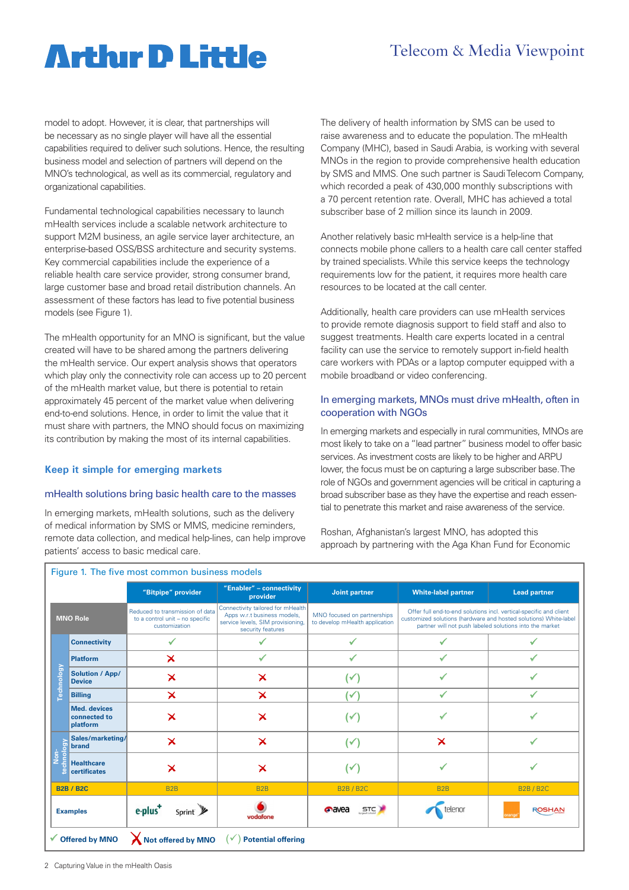model to adopt. However, it is clear, that partnerships will be necessary as no single player will have all the essential capabilities required to deliver such solutions. Hence, the resulting business model and selection of partners will depend on the MNO's technological, as well as its commercial, regulatory and organizational capabilities.

Fundamental technological capabilities necessary to launch mHealth services include a scalable network architecture to support M2M business, an agile service layer architecture, an enterprise-based OSS/BSS architecture and security systems. Key commercial capabilities include the experience of a reliable health care service provider, strong consumer brand, large customer base and broad retail distribution channels. An assessment of these factors has lead to five potential business models (see Figure 1).

The mHealth opportunity for an MNO is significant, but the value created will have to be shared among the partners delivering the mHealth service. Our expert analysis shows that operators which play only the connectivity role can access up to 20 percent of the mHealth market value, but there is potential to retain approximately 45 percent of the market value when delivering end-to-end solutions. Hence, in order to limit the value that it must share with partners, the MNO should focus on maximizing its contribution by making the most of its internal capabilities.

## Keep it simple for emerging markets

### mHealth solutions bring basic health care to the masses

In emerging markets, mHealth solutions, such as the delivery of medical information by SMS or MMS, medicine reminders, remote data collection, and medical help-lines, can help improve patients' access to basic medical care.

The delivery of health information by SMS can be used to raise awareness and to educate the population. The mHealth Company (MHC), based in Saudi Arabia, is working with several MNOs in the region to provide comprehensive health education by SMS and MMS. One such partner is Saudi Telecom Company, which recorded a peak of 430,000 monthly subscriptions with a 70 percent retention rate. Overall, MHC has achieved a total subscriber base of 2 million since its launch in 2009.

Another relatively basic mHealth service is a help-line that connects mobile phone callers to a health care call center staffed by trained specialists. While this service keeps the technology requirements low for the patient, it requires more health care resources to be located at the call center.

Additionally, health care providers can use mHealth services to provide remote diagnosis support to field staff and also to suggest treatments. Health care experts located in a central facility can use the service to remotely support in-field health care workers with PDAs or a laptop computer equipped with a mobile broadband or video conferencing.

### In emerging markets, MNOs must drive mHealth, often in cooperation with NGOs

In emerging markets and especially in rural communities, MNOs are most likely to take on a "lead partner" business model to offer basic services. As investment costs are likely to be higher and ARPU lower, the focus must be on capturing a large subscriber base. The role of NGOs and government agencies will be critical in capturing a broad subscriber base as they have the expertise and reach essential to penetrate this market and raise awareness of the service.

Roshan, Afghanistan's largest MNO, has adopted this approach by partnering with the Aga Khan Fund for Economic

Figure 1. The five most common business models

| | | "Bitpipe" provider | "Enabler" – connectivity provider | Joint partner | White-label partner | Lead partner |
|---|---|---|---|---|---|---|
| MNO Role | | Reduced to transmission of data to a control unit – no specific customization | Connectivity tailored for mHealth Apps w.r.t business models, service levels, SIM provisioning, security features | MNO focused on partnerships to develop mHealth application | Offer full end-to-end solutions incl. vertical-specific and client customized solutions (hardware and hosted solutions) White-label partner will not push labeled solutions into the market | |
| Technology | Connectivity | ✓ | ✓ | ✓ | ✓ | ✓ |
| | Platform | ✗ | ✓ | ✓ | ✓ | ✓ |
| | Solution / App/ Device | ✗ | ✗ | (✓) | ✓ | ✓ |
| | Billing | ✗ | ✗ | (✓) | ✓ | ✓ |
| | Med. devices connected to platform | ✗ | ✗ | (✓) | ✓ | ✓ |
| Non-technology | Sales/marketing/ brand | ✗ | ✗ | (✓) | ✗ | ✓ |
| | Healthcare certificates | ✗ | ✗ | (✓) | ✓ | ✓ |
| B2B / B2C | | B2B | B2B | B2B / B2C | B2B | B2B / B2C |
| Examples | | e-plus, Sprint | vodafone | avea, STC | telenor | orange, ROSHAN |

✓ Offered by MNO ✗ Not offered by MNO (✓) Potential offering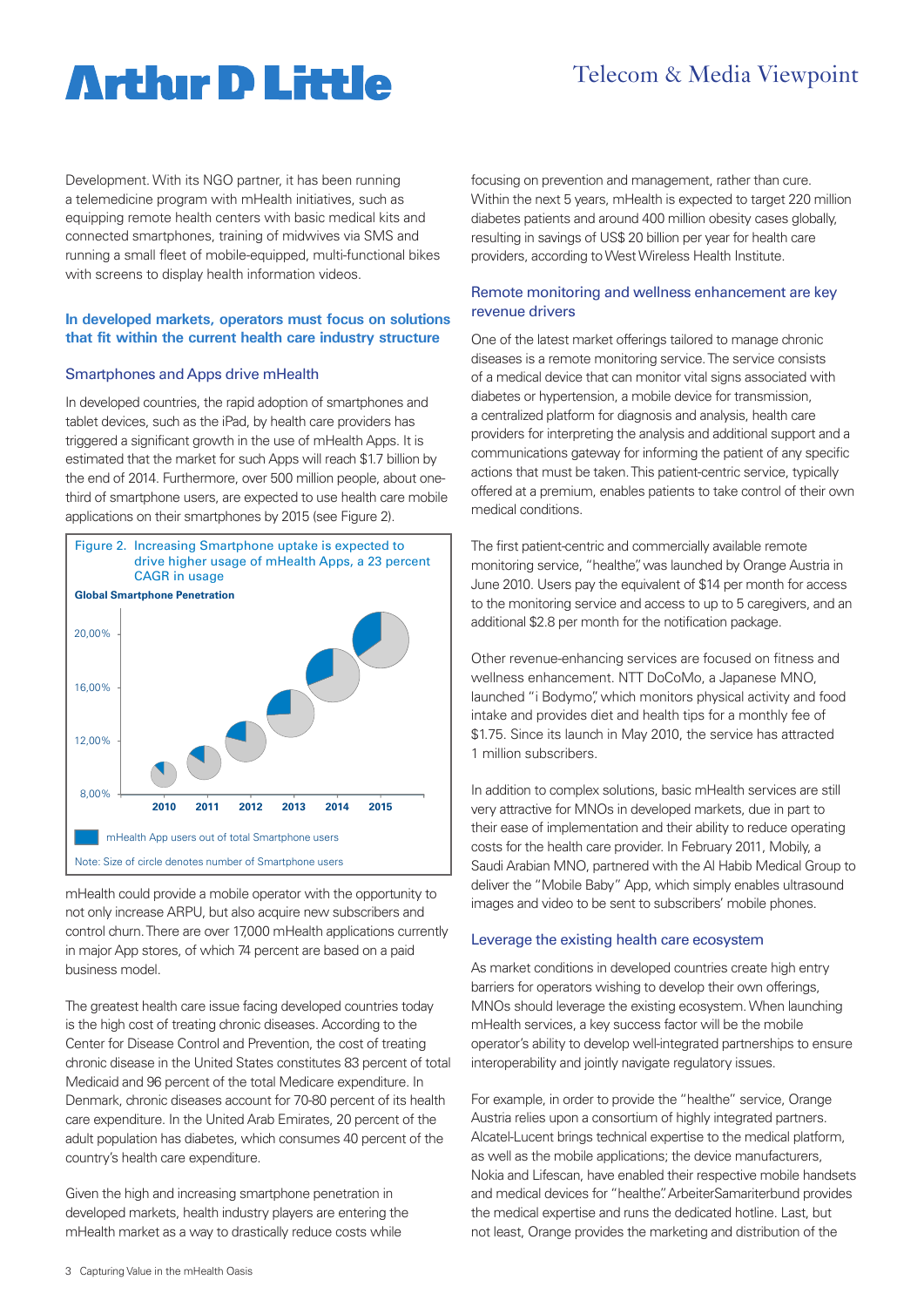Development. With its NGO partner, it has been running a telemedicine program with mHealth initiatives, such as equipping remote health centers with basic medical kits and connected smartphones, training of midwives via SMS and running a small fleet of mobile-equipped, multi-functional bikes with screens to display health information videos.

## In developed markets, operators must focus on solutions that fit within the current health care industry structure

### Smartphones and Apps drive mHealth

In developed countries, the rapid adoption of smartphones and tablet devices, such as the iPad, by health care providers has triggered a significant growth in the use of mHealth Apps. It is estimated that the market for such Apps will reach $1.7 billion by the end of 2014. Furthermore, over 500 million people, about one-third of smartphone users, are expected to use health care mobile applications on their smartphones by 2015 (see Figure 2).

Figure 2. Increasing Smartphone uptake is expected to drive higher usage of mHealth Apps, a 23 percent CAGR in usage

**Global Smartphone Penetration**

Legend: mHealth App users out of total Smartphone users

Note: Size of circle denotes number of Smartphone users

mHealth could provide a mobile operator with the opportunity to not only increase ARPU, but also acquire new subscribers and control churn. There are over 17,000 mHealth applications currently in major App stores, of which 74 percent are based on a paid business model.

The greatest health care issue facing developed countries today is the high cost of treating chronic diseases. According to the Center for Disease Control and Prevention, the cost of treating chronic disease in the United States constitutes 83 percent of total Medicaid and 96 percent of the total Medicare expenditure. In Denmark, chronic diseases account for 70-80 percent of its health care expenditure. In the United Arab Emirates, 20 percent of the adult population has diabetes, which consumes 40 percent of the country's health care expenditure.

Given the high and increasing smartphone penetration in developed markets, health industry players are entering the mHealth market as a way to drastically reduce costs while focusing on prevention and management, rather than cure. Within the next 5 years, mHealth is expected to target 220 million diabetes patients and around 400 million obesity cases globally, resulting in savings of US$ 20 billion per year for health care providers, according to West Wireless Health Institute.

### Remote monitoring and wellness enhancement are key revenue drivers

One of the latest market offerings tailored to manage chronic diseases is a remote monitoring service. The service consists of a medical device that can monitor vital signs associated with diabetes or hypertension, a mobile device for transmission, a centralized platform for diagnosis and analysis, health care providers for interpreting the analysis and additional support and a communications gateway for informing the patient of any specific actions that must be taken. This patient-centric service, typically offered at a premium, enables patients to take control of their own medical conditions.

The first patient-centric and commercially available remote monitoring service, "healthe", was launched by Orange Austria in June 2010. Users pay the equivalent of $14 per month for access to the monitoring service and access to up to 5 caregivers, and an additional $2.8 per month for the notification package.

Other revenue-enhancing services are focused on fitness and wellness enhancement. NTT DoCoMo, a Japanese MNO, launched "i Bodymo", which monitors physical activity and food intake and provides diet and health tips for a monthly fee of $1.75. Since its launch in May 2010, the service has attracted 1 million subscribers.

In addition to complex solutions, basic mHealth services are still very attractive for MNOs in developed markets, due in part to their ease of implementation and their ability to reduce operating costs for the health care provider. In February 2011, Mobily, a Saudi Arabian MNO, partnered with the Al Habib Medical Group to deliver the "Mobile Baby" App, which simply enables ultrasound images and video to be sent to subscribers' mobile phones.

### Leverage the existing health care ecosystem

As market conditions in developed countries create high entry barriers for operators wishing to develop their own offerings, MNOs should leverage the existing ecosystem. When launching mHealth services, a key success factor will be the mobile operator's ability to develop well-integrated partnerships to ensure interoperability and jointly navigate regulatory issues.

For example, in order to provide the "healthe" service, Orange Austria relies upon a consortium of highly integrated partners. Alcatel-Lucent brings technical expertise to the medical platform, as well as the mobile applications; the device manufacturers, Nokia and Lifescan, have enabled their respective mobile handsets and medical devices for "healthe". ArbeiterSamariterbund provides the medical expertise and runs the dedicated hotline. Last, but not least, Orange provides the marketing and distribution of the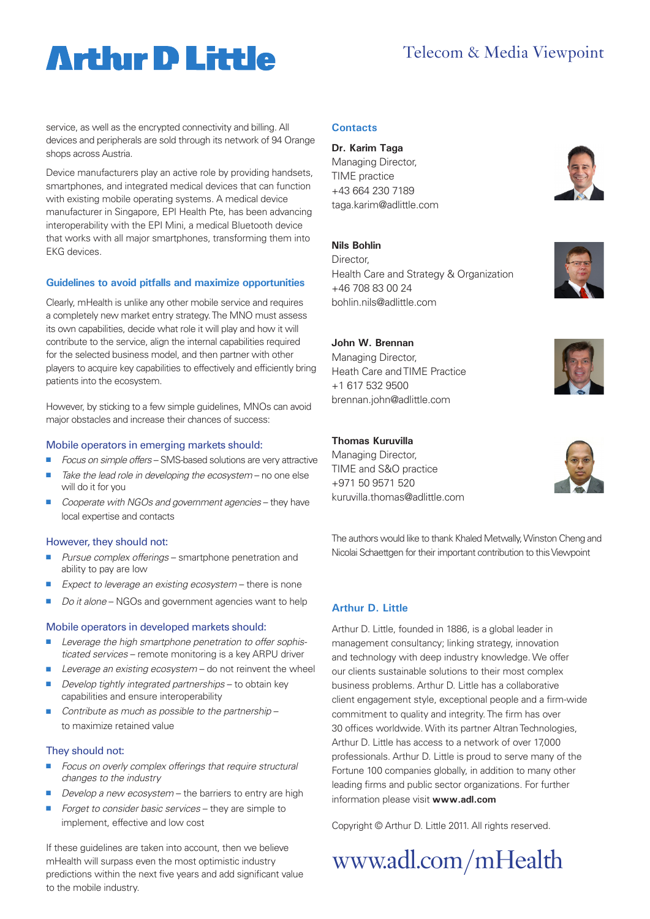service, as well as the encrypted connectivity and billing. All devices and peripherals are sold through its network of 94 Orange shops across Austria.

Device manufacturers play an active role by providing handsets, smartphones, and integrated medical devices that can function with existing mobile operating systems. A medical device manufacturer in Singapore, EPI Health Pte, has been advancing interoperability with the EPI Mini, a medical Bluetooth device that works with all major smartphones, transforming them into EKG devices.

## Guidelines to avoid pitfalls and maximize opportunities

Clearly, mHealth is unlike any other mobile service and requires a completely new market entry strategy. The MNO must assess its own capabilities, decide what role it will play and how it will contribute to the service, align the internal capabilities required for the selected business model, and then partner with other players to acquire key capabilities to effectively and efficiently bring patients into the ecosystem.

However, by sticking to a few simple guidelines, MNOs can avoid major obstacles and increase their chances of success:

### Mobile operators in emerging markets should:

- *Focus on simple offers* – SMS-based solutions are very attractive
- *Take the lead role in developing the ecosystem* – no one else will do it for you
- *Cooperate with NGOs and government agencies* – they have local expertise and contacts

### However, they should not:

- *Pursue complex offerings* – smartphone penetration and ability to pay are low
- *Expect to leverage an existing ecosystem* – there is none
- *Do it alone* – NGOs and government agencies want to help

### Mobile operators in developed markets should:

- *Leverage the high smartphone penetration to offer sophisticated services* – remote monitoring is a key ARPU driver
- *Leverage an existing ecosystem* – do not reinvent the wheel
- *Develop tightly integrated partnerships* – to obtain key capabilities and ensure interoperability
- *Contribute as much as possible to the partnership* – to maximize retained value

### They should not:

- *Focus on overly complex offerings that require structural changes to the industry*
- *Develop a new ecosystem* – the barriers to entry are high
- *Forget to consider basic services* – they are simple to implement, effective and low cost

If these guidelines are taken into account, then we believe mHealth will surpass even the most optimistic industry predictions within the next five years and add significant value to the mobile industry.

## Contacts

**Dr. Karim Taga**
Managing Director,
TIME practice
+43 664 230 7189
taga.karim@adlittle.com

**Nils Bohlin**
Director,
Health Care and Strategy & Organization
+46 708 83 00 24
bohlin.nils@adlittle.com

**John W. Brennan**
Managing Director,
Heath Care and TIME Practice
+1 617 532 9500
brennan.john@adlittle.com

**Thomas Kuruvilla**
Managing Director,
TIME and S&O practice
+971 50 9571 520
kuruvilla.thomas@adlittle.com

The authors would like to thank Khaled Metwally, Winston Cheng and Nicolai Schaettgen for their important contribution to this Viewpoint

## Arthur D. Little

Arthur D. Little, founded in 1886, is a global leader in management consultancy; linking strategy, innovation and technology with deep industry knowledge. We offer our clients sustainable solutions to their most complex business problems. Arthur D. Little has a collaborative client engagement style, exceptional people and a firm-wide commitment to quality and integrity. The firm has over 30 offices worldwide. With its partner Altran Technologies, Arthur D. Little has access to a network of over 17,000 professionals. Arthur D. Little is proud to serve many of the Fortune 100 companies globally, in addition to many other leading firms and public sector organizations. For further information please visit **www.adl.com**

Copyright © Arthur D. Little 2011. All rights reserved.

www.adl.com/mHealth